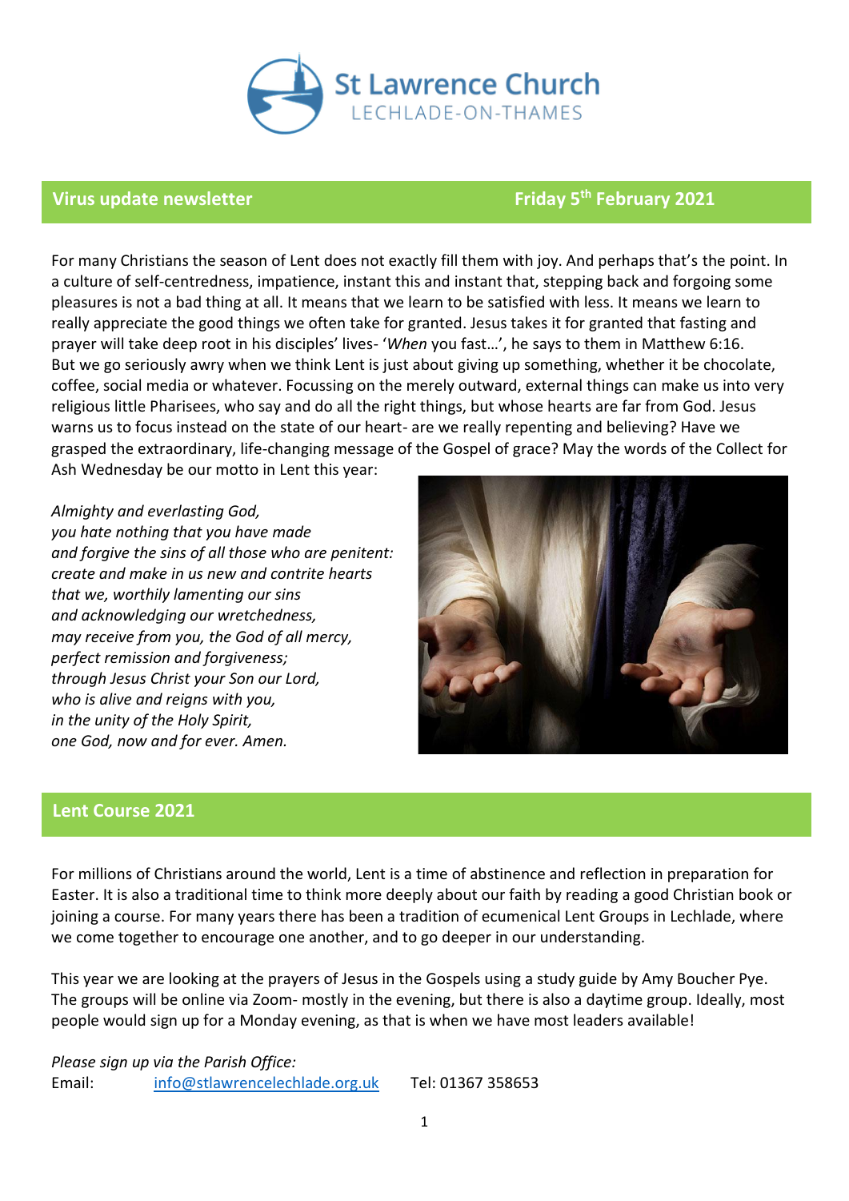# St Lawrence Church
LECHLADE-ON-THAMES

## Virus update newsletter — Friday 5th February 2021

For many Christians the season of Lent does not exactly fill them with joy. And perhaps that's the point. In a culture of self-centredness, impatience, instant this and instant that, stepping back and forgoing some pleasures is not a bad thing at all. It means that we learn to be satisfied with less. It means we learn to really appreciate the good things we often take for granted. Jesus takes it for granted that fasting and prayer will take deep root in his disciples' lives- '*When* you fast…', he says to them in Matthew 6:16. But we go seriously awry when we think Lent is just about giving up something, whether it be chocolate, coffee, social media or whatever. Focussing on the merely outward, external things can make us into very religious little Pharisees, who say and do all the right things, but whose hearts are far from God. Jesus warns us to focus instead on the state of our heart- are we really repenting and believing? Have we grasped the extraordinary, life-changing message of the Gospel of grace? May the words of the Collect for Ash Wednesday be our motto in Lent this year:

*Almighty and everlasting God,*
*you hate nothing that you have made*
*and forgive the sins of all those who are penitent:*
*create and make in us new and contrite hearts*
*that we, worthily lamenting our sins*
*and acknowledging our wretchedness,*
*may receive from you, the God of all mercy,*
*perfect remission and forgiveness;*
*through Jesus Christ your Son our Lord,*
*who is alive and reigns with you,*
*in the unity of the Holy Spirit,*
*one God, now and for ever. Amen.*

## Lent Course 2021

For millions of Christians around the world, Lent is a time of abstinence and reflection in preparation for Easter. It is also a traditional time to think more deeply about our faith by reading a good Christian book or joining a course. For many years there has been a tradition of ecumenical Lent Groups in Lechlade, where we come together to encourage one another, and to go deeper in our understanding.

This year we are looking at the prayers of Jesus in the Gospels using a study guide by Amy Boucher Pye. The groups will be online via Zoom- mostly in the evening, but there is also a daytime group. Ideally, most people would sign up for a Monday evening, as that is when we have most leaders available!

*Please sign up via the Parish Office:*
Email: info@stlawrencelechlade.org.uk Tel: 01367 358653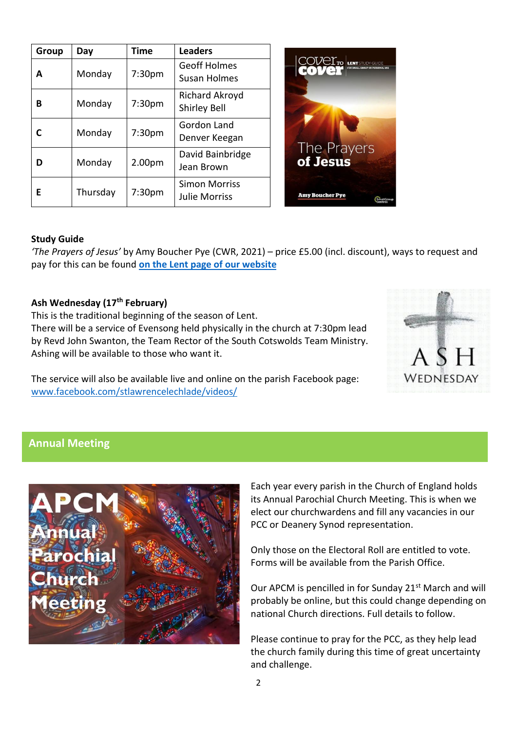| Group | Day | Time | Leaders |
|---|---|---|---|
| **A** | Monday | 7:30pm | Geoff Holmes<br>Susan Holmes |
| **B** | Monday | 7:30pm | Richard Akroyd<br>Shirley Bell |
| **C** | Monday | 7:30pm | Gordon Land<br>Denver Keegan |
| **D** | Monday | 2.00pm | David Bainbridge<br>Jean Brown |
| **E** | Thursday | 7:30pm | Simon Morriss<br>Julie Morriss |

**Study Guide**

*'The Prayers of Jesus'* by Amy Boucher Pye (CWR, 2021) – price £5.00 (incl. discount), ways to request and pay for this can be found **on the Lent page of our website**

**Ash Wednesday (17th February)**

This is the traditional beginning of the season of Lent.

There will be a service of Evensong held physically in the church at 7:30pm lead by Revd John Swanton, the Team Rector of the South Cotswolds Team Ministry. Ashing will be available to those who want it.

The service will also be available live and online on the parish Facebook page: www.facebook.com/stlawrencelechlade/videos/

## Annual Meeting

Each year every parish in the Church of England holds its Annual Parochial Church Meeting. This is when we elect our churchwardens and fill any vacancies in our PCC or Deanery Synod representation.

Only those on the Electoral Roll are entitled to vote. Forms will be available from the Parish Office.

Our APCM is pencilled in for Sunday 21st March and will probably be online, but this could change depending on national Church directions. Full details to follow.

Please continue to pray for the PCC, as they help lead the church family during this time of great uncertainty and challenge.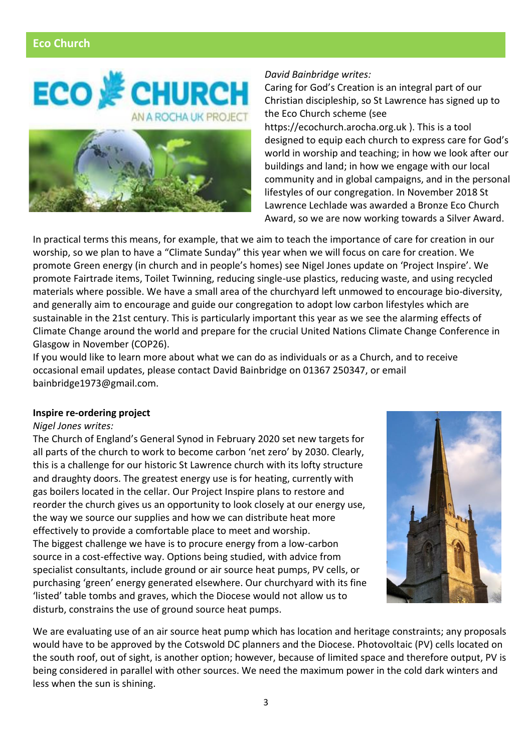## Eco Church

*David Bainbridge writes:*

Caring for God's Creation is an integral part of our Christian discipleship, so St Lawrence has signed up to the Eco Church scheme (see https://ecochurch.arocha.org.uk ). This is a tool designed to equip each church to express care for God's world in worship and teaching; in how we look after our buildings and land; in how we engage with our local community and in global campaigns, and in the personal lifestyles of our congregation. In November 2018 St Lawrence Lechlade was awarded a Bronze Eco Church Award, so we are now working towards a Silver Award.

In practical terms this means, for example, that we aim to teach the importance of care for creation in our worship, so we plan to have a "Climate Sunday" this year when we will focus on care for creation. We promote Green energy (in church and in people's homes) see Nigel Jones update on 'Project Inspire'. We promote Fairtrade items, Toilet Twinning, reducing single-use plastics, reducing waste, and using recycled materials where possible. We have a small area of the churchyard left unmowed to encourage bio-diversity, and generally aim to encourage and guide our congregation to adopt low carbon lifestyles which are sustainable in the 21st century. This is particularly important this year as we see the alarming effects of Climate Change around the world and prepare for the crucial United Nations Climate Change Conference in Glasgow in November (COP26).

If you would like to learn more about what we can do as individuals or as a Church, and to receive occasional email updates, please contact David Bainbridge on 01367 250347, or email bainbridge1973@gmail.com.

**Inspire re-ordering project**

*Nigel Jones writes:*

The Church of England's General Synod in February 2020 set new targets for all parts of the church to work to become carbon 'net zero' by 2030. Clearly, this is a challenge for our historic St Lawrence church with its lofty structure and draughty doors. The greatest energy use is for heating, currently with gas boilers located in the cellar. Our Project Inspire plans to restore and reorder the church gives us an opportunity to look closely at our energy use, the way we source our supplies and how we can distribute heat more effectively to provide a comfortable place to meet and worship.

The biggest challenge we have is to procure energy from a low-carbon source in a cost-effective way. Options being studied, with advice from specialist consultants, include ground or air source heat pumps, PV cells, or purchasing 'green' energy generated elsewhere. Our churchyard with its fine 'listed' table tombs and graves, which the Diocese would not allow us to disturb, constrains the use of ground source heat pumps.

We are evaluating use of an air source heat pump which has location and heritage constraints; any proposals would have to be approved by the Cotswold DC planners and the Diocese. Photovoltaic (PV) cells located on the south roof, out of sight, is another option; however, because of limited space and therefore output, PV is being considered in parallel with other sources. We need the maximum power in the cold dark winters and less when the sun is shining.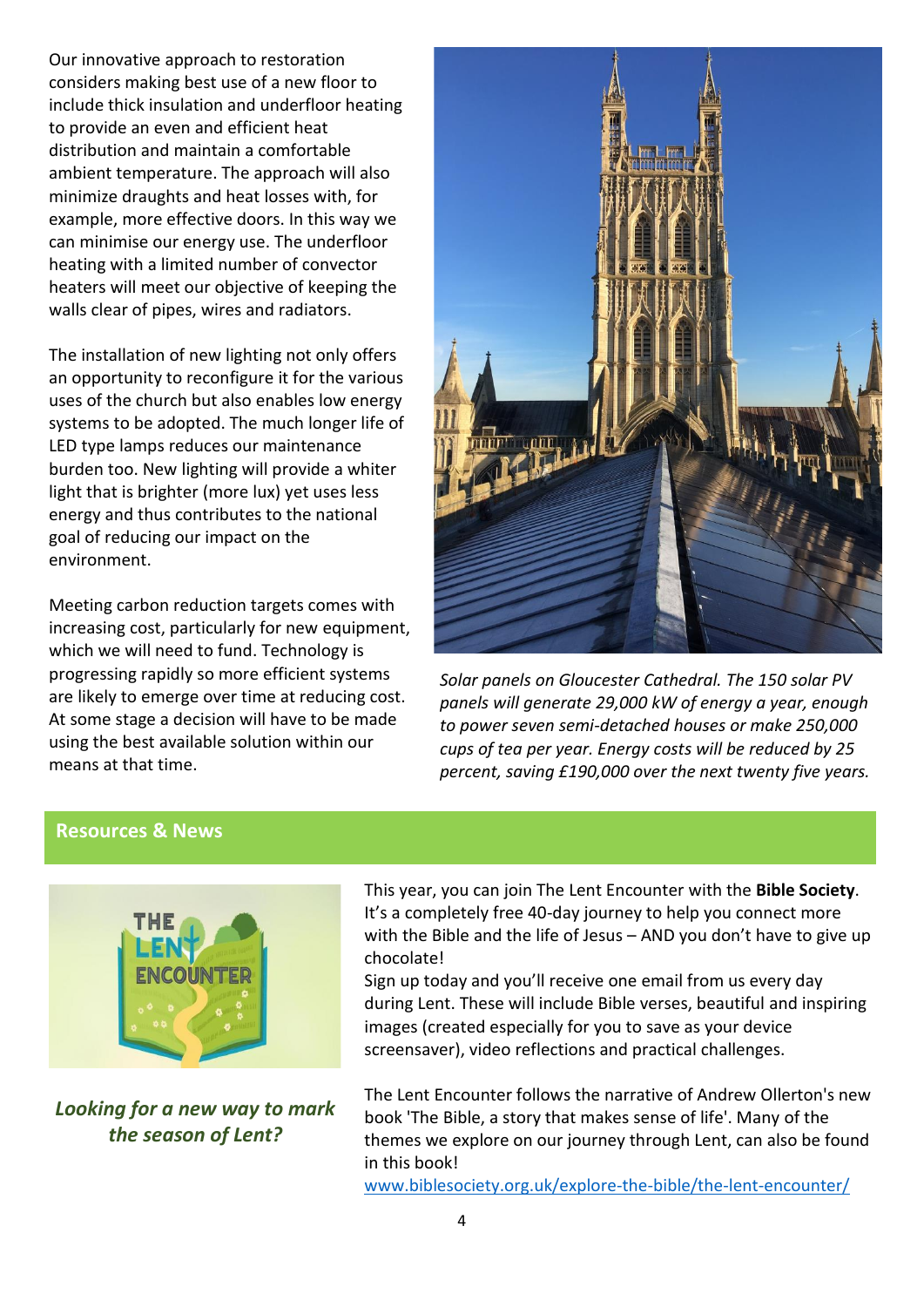Our innovative approach to restoration considers making best use of a new floor to include thick insulation and underfloor heating to provide an even and efficient heat distribution and maintain a comfortable ambient temperature. The approach will also minimize draughts and heat losses with, for example, more effective doors. In this way we can minimise our energy use. The underfloor heating with a limited number of convector heaters will meet our objective of keeping the walls clear of pipes, wires and radiators.

The installation of new lighting not only offers an opportunity to reconfigure it for the various uses of the church but also enables low energy systems to be adopted. The much longer life of LED type lamps reduces our maintenance burden too. New lighting will provide a whiter light that is brighter (more lux) yet uses less energy and thus contributes to the national goal of reducing our impact on the environment.

Meeting carbon reduction targets comes with increasing cost, particularly for new equipment, which we will need to fund. Technology is progressing rapidly so more efficient systems are likely to emerge over time at reducing cost. At some stage a decision will have to be made using the best available solution within our means at that time.

*Solar panels on Gloucester Cathedral. The 150 solar PV panels will generate 29,000 kW of energy a year, enough to power seven semi-detached houses or make 250,000 cups of tea per year. Energy costs will be reduced by 25 percent, saving £190,000 over the next twenty five years.*

## Resources & News

***Looking for a new way to mark the season of Lent?***

This year, you can join The Lent Encounter with the **Bible Society**. It's a completely free 40-day journey to help you connect more with the Bible and the life of Jesus – AND you don't have to give up chocolate!

Sign up today and you'll receive one email from us every day during Lent. These will include Bible verses, beautiful and inspiring images (created especially for you to save as your device screensaver), video reflections and practical challenges.

The Lent Encounter follows the narrative of Andrew Ollerton's new book 'The Bible, a story that makes sense of life'. Many of the themes we explore on our journey through Lent, can also be found in this book!

www.biblesociety.org.uk/explore-the-bible/the-lent-encounter/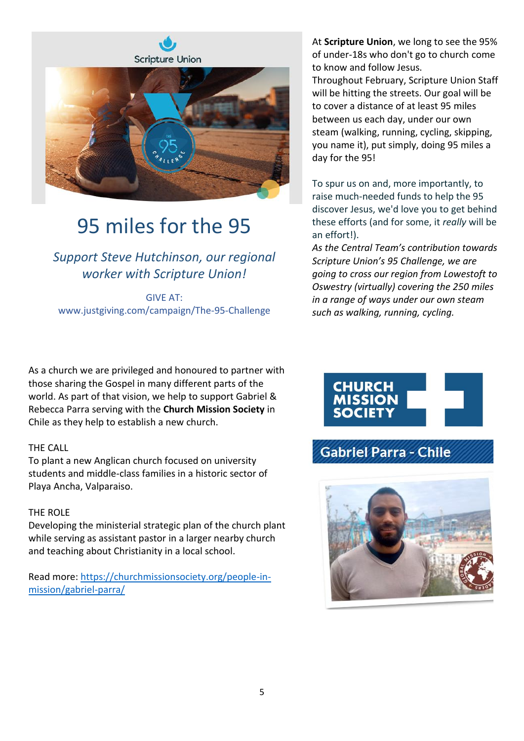# 95 miles for the 95

*Support Steve Hutchinson, our regional worker with Scripture Union!*

GIVE AT:
www.justgiving.com/campaign/The-95-Challenge

At **Scripture Union**, we long to see the 95% of under-18s who don't go to church come to know and follow Jesus.
Throughout February, Scripture Union Staff will be hitting the streets. Our goal will be to cover a distance of at least 95 miles between us each day, under our own steam (walking, running, cycling, skipping, you name it), put simply, doing 95 miles a day for the 95!

To spur us on and, more importantly, to raise much-needed funds to help the 95 discover Jesus, we'd love you to get behind these efforts (and for some, it *really* will be an effort!).
*As the Central Team's contribution towards Scripture Union's 95 Challenge, we are going to cross our region from Lowestoft to Oswestry (virtually) covering the 250 miles in a range of ways under our own steam such as walking, running, cycling.*

## Gabriel Parra - Chile

As a church we are privileged and honoured to partner with those sharing the Gospel in many different parts of the world. As part of that vision, we help to support Gabriel & Rebecca Parra serving with the **Church Mission Society** in Chile as they help to establish a new church.

THE CALL
To plant a new Anglican church focused on university students and middle-class families in a historic sector of Playa Ancha, Valparaiso.

THE ROLE
Developing the ministerial strategic plan of the church plant while serving as assistant pastor in a larger nearby church and teaching about Christianity in a local school.

Read more: [https://churchmissionsociety.org/people-in-mission/gabriel-parra/](https://churchmissionsociety.org/people-in-mission/gabriel-parra/)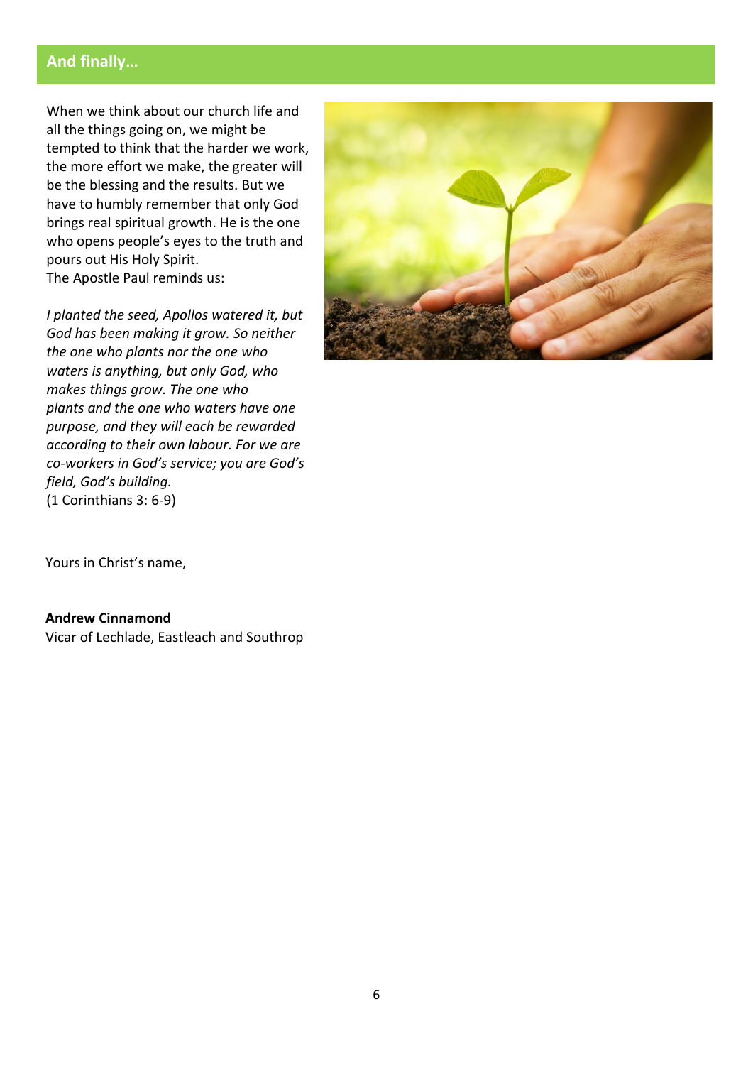## And finally…

When we think about our church life and all the things going on, we might be tempted to think that the harder we work, the more effort we make, the greater will be the blessing and the results. But we have to humbly remember that only God brings real spiritual growth. He is the one who opens people's eyes to the truth and pours out His Holy Spirit.
The Apostle Paul reminds us:

*I planted the seed, Apollos watered it, but God has been making it grow. So neither the one who plants nor the one who waters is anything, but only God, who makes things grow. The one who plants and the one who waters have one purpose, and they will each be rewarded according to their own labour. For we are co-workers in God's service; you are God's field, God's building.*
(1 Corinthians 3: 6-9)

Yours in Christ's name,

**Andrew Cinnamond**
Vicar of Lechlade, Eastleach and Southrop